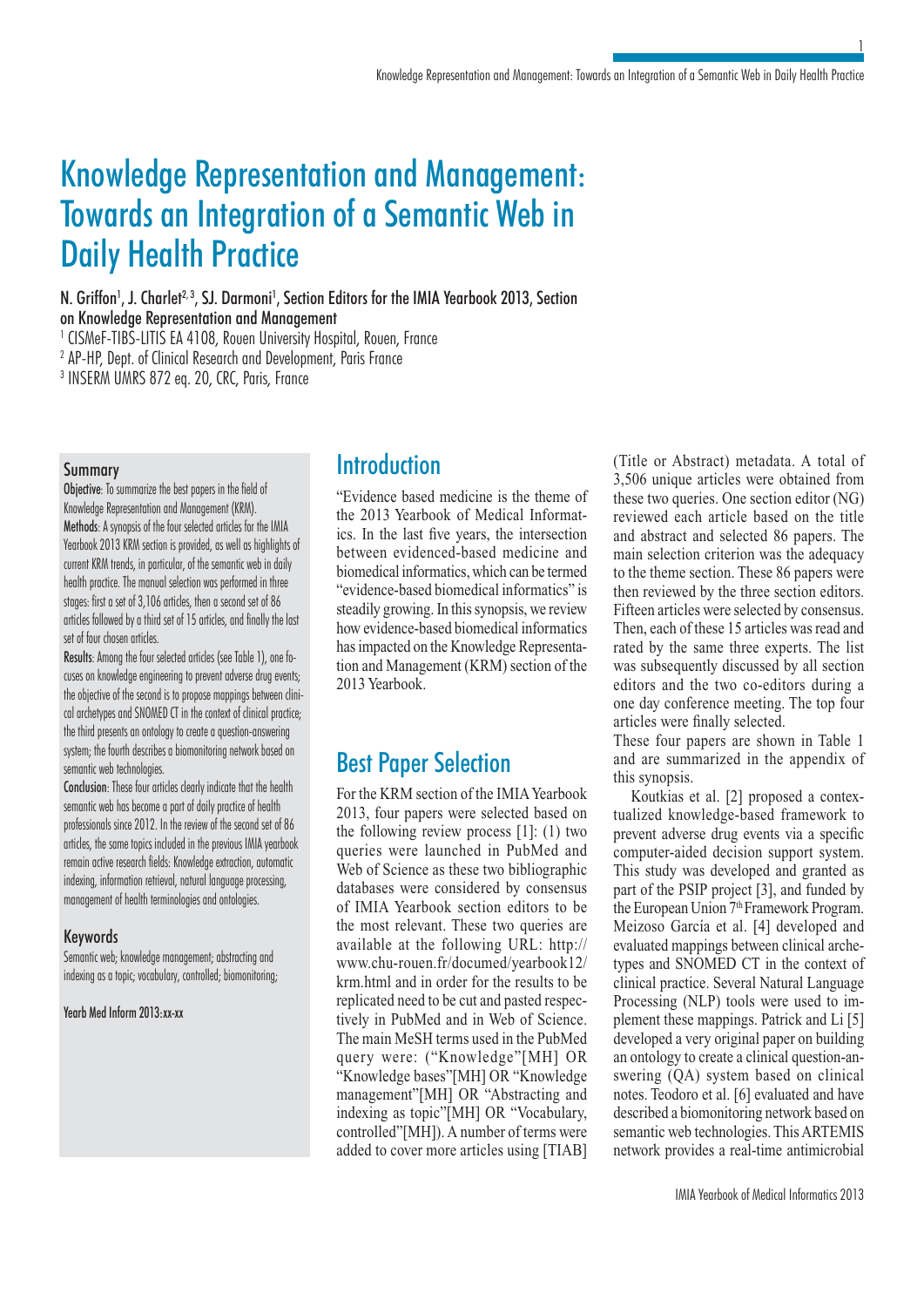# Knowledge Representation and Management: Towards an Integration of a Semantic Web in Daily Health Practice

N. Griffon[1], J. Charlet[2, 3], SJ. Darmoni[1], Section Editors for the IMIA Yearbook 2013, Section on Knowledge Representation and Management

[1] CISMeF-TIBS-LITIS EA 4108, Rouen University Hospital, Rouen, France
[2] AP-HP, Dept. of Clinical Research and Development, Paris France
[3] INSERM UMRS 872 eq. 20, CRC, Paris, France

## Summary

**Objective**: To summarize the best papers in the field of Knowledge Representation and Management (KRM).

**Methods**: A synopsis of the four selected articles for the IMIA Yearbook 2013 KRM section is provided, as well as highlights of current KRM trends, in particular, of the semantic web in daily health practice. The manual selection was performed in three stages: first a set of 3,106 articles, then a second set of 86 articles followed by a third set of 15 articles, and finally the last set of four chosen articles.

**Results**: Among the four selected articles (see Table 1), one focuses on knowledge engineering to prevent adverse drug events; the objective of the second is to propose mappings between clinical archetypes and SNOMED CT in the context of clinical practice; the third presents an ontology to create a question-answering system; the fourth describes a biomonitoring network based on semantic web technologies.

**Conclusion**: These four articles clearly indicate that the health semantic web has become a part of daily practice of health professionals since 2012. In the review of the second set of 86 articles, the same topics included in the previous IMIA yearbook remain active research fields: Knowledge extraction, automatic indexing, information retrieval, natural language processing, management of health terminologies and ontologies.

## Keywords

Semantic web; knowledge management; abstracting and indexing as a topic; vocabulary, controlled; biomonitoring;

Yearb Med Inform 2013:xx-xx

## Introduction

"Evidence based medicine is the theme of the 2013 Yearbook of Medical Informatics. In the last five years, the intersection between evidenced-based medicine and biomedical informatics, which can be termed "evidence-based biomedical informatics" is steadily growing. In this synopsis, we review how evidence-based biomedical informatics has impacted on the Knowledge Representation and Management (KRM) section of the 2013 Yearbook.

## Best Paper Selection

For the KRM section of the IMIA Yearbook 2013, four papers were selected based on the following review process [1]: (1) two queries were launched in PubMed and Web of Science as these two bibliographic databases were considered by consensus of IMIA Yearbook section editors to be the most relevant. These two queries are available at the following URL: http://www.chu-rouen.fr/documed/yearbook12/krm.html and in order for the results to be replicated need to be cut and pasted respectively in PubMed and in Web of Science. The main MeSH terms used in the PubMed query were: ("Knowledge"[MH] OR "Knowledge bases"[MH] OR "Knowledge management"[MH] OR "Abstracting and indexing as topic"[MH] OR "Vocabulary, controlled"[MH]). A number of terms were added to cover more articles using [TIAB] (Title or Abstract) metadata. A total of 3,506 unique articles were obtained from these two queries. One section editor (NG) reviewed each article based on the title and abstract and selected 86 papers. The main selection criterion was the adequacy to the theme section. These 86 papers were then reviewed by the three section editors. Fifteen articles were selected by consensus. Then, each of these 15 articles was read and rated by the same three experts. The list was subsequently discussed by all section editors and the two co-editors during a one day conference meeting. The top four articles were finally selected.

These four papers are shown in Table 1 and are summarized in the appendix of this synopsis.

Koutkias et al. [2] proposed a contextualized knowledge-based framework to prevent adverse drug events via a specific computer-aided decision support system. This study was developed and granted as part of the PSIP project [3], and funded by the European Union 7th Framework Program. Meizoso García et al. [4] developed and evaluated mappings between clinical archetypes and SNOMED CT in the context of clinical practice. Several Natural Language Processing (NLP) tools were used to implement these mappings. Patrick and Li [5] developed a very original paper on building an ontology to create a clinical question-answering (QA) system based on clinical notes. Teodoro et al. [6] evaluated and have described a biomonitoring network based on semantic web technologies. This ARTEMIS network provides a real-time antimicrobial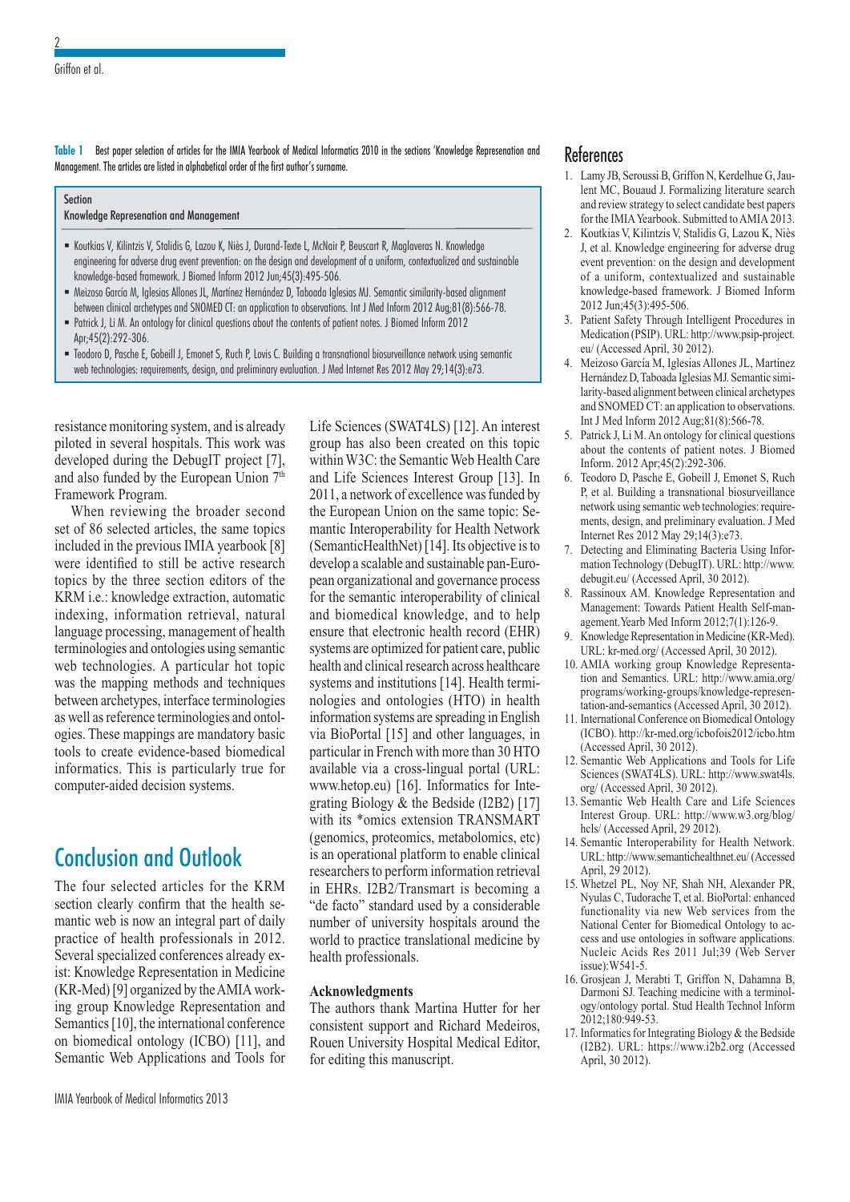**Table 1** Best paper selection of articles for the IMIA Yearbook of Medical Informatics 2010 in the sections 'Knowledge Represenation and Management. The articles are listed in alphabetical order of the first author's surname.

| Section<br>Knowledge Represenation and Management |
|---|
| ▪ Koutkias V, Kilintzis V, Stalidis G, Lazou K, Niès J, Durand-Texte L, McNair P, Beuscart R, Maglaveras N. Knowledge engineering for adverse drug event prevention: on the design and development of a uniform, contextualized and sustainable knowledge-based framework. J Biomed Inform 2012 Jun;45(3):495-506.<br>▪ Meizoso García M, Iglesias Allones JL, Martínez Hernández D, Taboada Iglesias MJ. Semantic similarity-based alignment between clinical archetypes and SNOMED CT: an application to observations. Int J Med Inform 2012 Aug;81(8):566-78.<br>▪ Patrick J, Li M. An ontology for clinical questions about the contents of patient notes. J Biomed Inform 2012 Apr;45(2):292-306.<br>▪ Teodoro D, Pasche E, Gobeill J, Emonet S, Ruch P, Lovis C. Building a transnational biosurveillance network using semantic web technologies: requirements, design, and preliminary evaluation. J Med Internet Res 2012 May 29;14(3):e73. |

resistance monitoring system, and is already piloted in several hospitals. This work was developed during the DebugIT project [7], and also funded by the European Union 7[th] Framework Program.

When reviewing the broader second set of 86 selected articles, the same topics included in the previous IMIA yearbook [8] were identified to still be active research topics by the three section editors of the KRM i.e.: knowledge extraction, automatic indexing, information retrieval, natural language processing, management of health terminologies and ontologies using semantic web technologies. A particular hot topic was the mapping methods and techniques between archetypes, interface terminologies as well as reference terminologies and ontologies. These mappings are mandatory basic tools to create evidence-based biomedical informatics. This is particularly true for computer-aided decision systems.

## Conclusion and Outlook

The four selected articles for the KRM section clearly confirm that the health semantic web is now an integral part of daily practice of health professionals in 2012. Several specialized conferences already exist: Knowledge Representation in Medicine (KR-Med) [9] organized by the AMIA working group Knowledge Representation and Semantics [10], the international conference on biomedical ontology (ICBO) [11], and Semantic Web Applications and Tools for Life Sciences (SWAT4LS) [12]. An interest group has also been created on this topic within W3C: the Semantic Web Health Care and Life Sciences Interest Group [13]. In 2011, a network of excellence was funded by the European Union on the same topic: Semantic Interoperability for Health Network (SemanticHealthNet) [14]. Its objective is to develop a scalable and sustainable pan-European organizational and governance process for the semantic interoperability of clinical and biomedical knowledge, and to help ensure that electronic health record (EHR) systems are optimized for patient care, public health and clinical research across healthcare systems and institutions [14]. Health terminologies and ontologies (HTO) in health information systems are spreading in English via BioPortal [15] and other languages, in particular in French with more than 30 HTO available via a cross-lingual portal (URL: www.hetop.eu) [16]. Informatics for Integrating Biology & the Bedside (I2B2) [17] with its *omics extension TRANSMART (genomics, proteomics, metabolomics, etc) is an operational platform to enable clinical researchers to perform information retrieval in EHRs. I2B2/Transmart is becoming a "de facto" standard used by a considerable number of university hospitals around the world to practice translational medicine by health professionals.

### Acknowledgments

The authors thank Martina Hutter for her consistent support and Richard Medeiros, Rouen University Hospital Medical Editor, for editing this manuscript.

## References

1. Lamy JB, Seroussi B, Griffon N, Kerdelhue G, Jaulent MC, Bouaud J. Formalizing literature search and review strategy to select candidate best papers for the IMIA Yearbook. Submitted to AMIA 2013.
2. Koutkias V, Kilintzis V, Stalidis G, Lazou K, Niès J, et al. Knowledge engineering for adverse drug event prevention: on the design and development of a uniform, contextualized and sustainable knowledge-based framework. J Biomed Inform 2012 Jun;45(3):495-506.
3. Patient Safety Through Intelligent Procedures in Medication (PSIP). URL: http://www.psip-project.eu/ (Accessed April, 30 2012).
4. Meizoso García M, Iglesias Allones JL, Martínez Hernández D, Taboada Iglesias MJ. Semantic similarity-based alignment between clinical archetypes and SNOMED CT: an application to observations. Int J Med Inform 2012 Aug;81(8):566-78.
5. Patrick J, Li M. An ontology for clinical questions about the contents of patient notes. J Biomed Inform. 2012 Apr;45(2):292-306.
6. Teodoro D, Pasche E, Gobeill J, Emonet S, Ruch P, et al. Building a transnational biosurveillance network using semantic web technologies: requirements, design, and preliminary evaluation. J Med Internet Res 2012 May 29;14(3):e73.
7. Detecting and Eliminating Bacteria Using Information Technology (DebugIT). URL: http://www.debugit.eu/ (Accessed April, 30 2012).
8. Rassinoux AM. Knowledge Representation and Management: Towards Patient Health Self-management. Yearb Med Inform 2012;7(1):126-9.
9. Knowledge Representation in Medicine (KR-Med). URL: kr-med.org/ (Accessed April, 30 2012).
10. AMIA working group Knowledge Representation and Semantics. URL: http://www.amia.org/programs/working-groups/knowledge-representation-and-semantics (Accessed April, 30 2012).
11. International Conference on Biomedical Ontology (ICBO). http://kr-med.org/icbofois2012/icbo.htm (Accessed April, 30 2012).
12. Semantic Web Applications and Tools for Life Sciences (SWAT4LS). URL: http://www.swat4ls.org/ (Accessed April, 30 2012).
13. Semantic Web Health Care and Life Sciences Interest Group. URL: http://www.w3.org/blog/hcls/ (Accessed April, 29 2012).
14. Semantic Interoperability for Health Network. URL: http://www.semantichealthnet.eu/ (Accessed April, 29 2012).
15. Whetzel PL, Noy NF, Shah NH, Alexander PR, Nyulas C, Tudorache T, et al. BioPortal: enhanced functionality via new Web services from the National Center for Biomedical Ontology to access and use ontologies in software applications. Nucleic Acids Res 2011 Jul;39 (Web Server issue):W541-5.
16. Grosjean J, Merabti T, Griffon N, Dahamna B, Darmoni SJ. Teaching medicine with a terminology/ontology portal. Stud Health Technol Inform 2012;180:949-53.
17. Informatics for Integrating Biology & the Bedside (I2B2). URL: https://www.i2b2.org (Accessed April, 30 2012).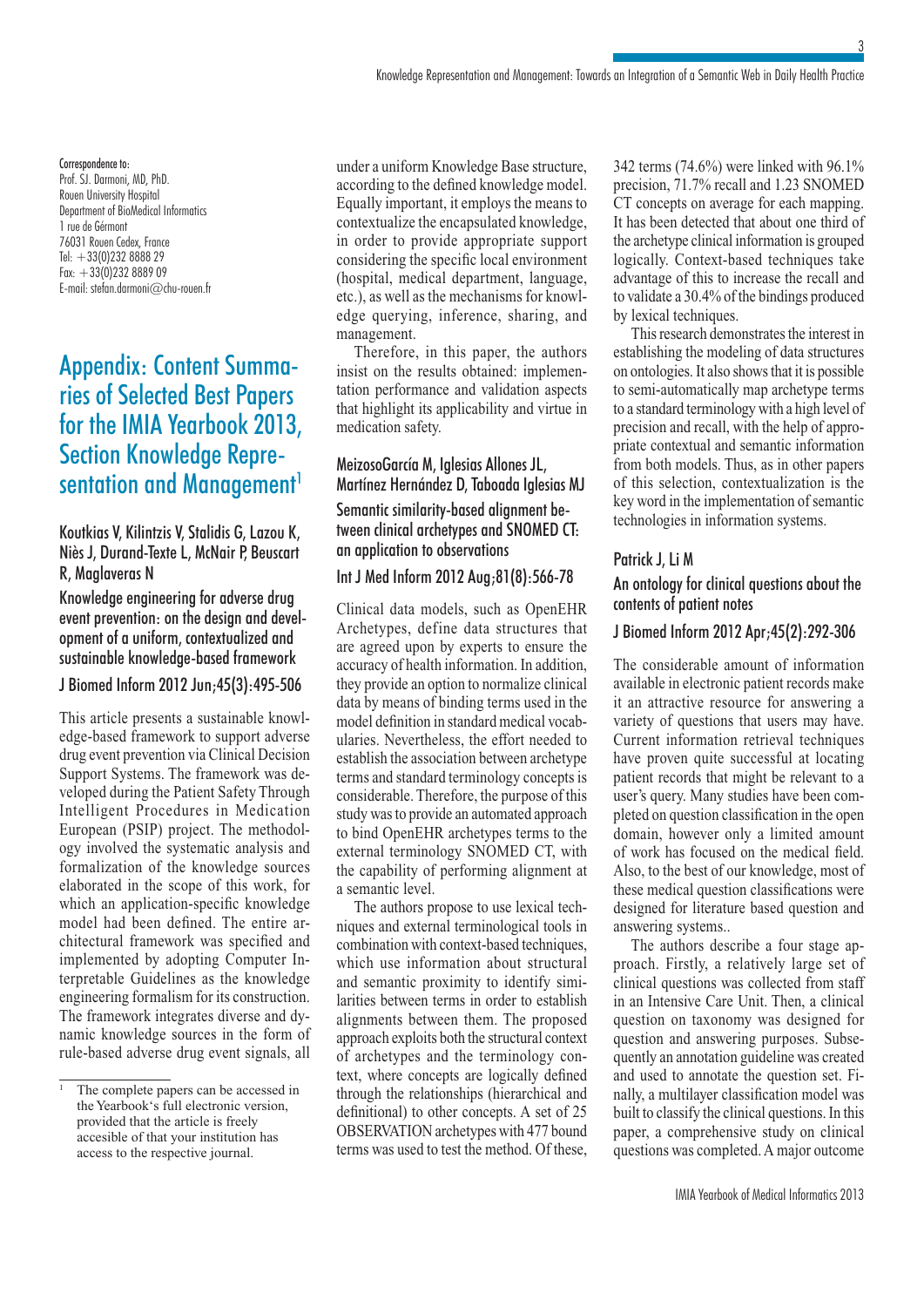Correspondence to:
Prof. SJ. Darmoni, MD, PhD.
Rouen University Hospital
Department of BioMedical Informatics
1 rue de Gérmont
76031 Rouen Cedex, France
Tel: +33(0)232 8888 29
Fax: +33(0)232 8889 09
E-mail: stefan.darmoni@chu-rouen.fr

# Appendix: Content Summaries of Selected Best Papers for the IMIA Yearbook 2013, Section Knowledge Representation and Management[1]

### Koutkias V, Kilintzis V, Stalidis G, Lazou K, Niès J, Durand-Texte L, McNair P, Beuscart R, Maglaveras N

### Knowledge engineering for adverse drug event prevention: on the design and development of a uniform, contextualized and sustainable knowledge-based framework

### J Biomed Inform 2012 Jun;45(3):495-506

This article presents a sustainable knowledge-based framework to support adverse drug event prevention via Clinical Decision Support Systems. The framework was developed during the Patient Safety Through Intelligent Procedures in Medication European (PSIP) project. The methodology involved the systematic analysis and formalization of the knowledge sources elaborated in the scope of this work, for which an application-specific knowledge model had been defined. The entire architectural framework was specified and implemented by adopting Computer Interpretable Guidelines as the knowledge engineering formalism for its construction. The framework integrates diverse and dynamic knowledge sources in the form of rule-based adverse drug event signals, all under a uniform Knowledge Base structure, according to the defined knowledge model. Equally important, it employs the means to contextualize the encapsulated knowledge, in order to provide appropriate support considering the specific local environment (hospital, medical department, language, etc.), as well as the mechanisms for knowledge querying, inference, sharing, and management.

Therefore, in this paper, the authors insist on the results obtained: implementation performance and validation aspects that highlight its applicability and virtue in medication safety.

### MeizosoGarcía M, Iglesias Allones JL, Martínez Hernández D, Taboada Iglesias MJ

### Semantic similarity-based alignment between clinical archetypes and SNOMED CT: an application to observations

### Int J Med Inform 2012 Aug;81(8):566-78

Clinical data models, such as OpenEHR Archetypes, define data structures that are agreed upon by experts to ensure the accuracy of health information. In addition, they provide an option to normalize clinical data by means of binding terms used in the model definition in standard medical vocabularies. Nevertheless, the effort needed to establish the association between archetype terms and standard terminology concepts is considerable. Therefore, the purpose of this study was to provide an automated approach to bind OpenEHR archetypes terms to the external terminology SNOMED CT, with the capability of performing alignment at a semantic level.

The authors propose to use lexical techniques and external terminological tools in combination with context-based techniques, which use information about structural and semantic proximity to identify similarities between terms in order to establish alignments between them. The proposed approach exploits both the structural context of archetypes and the terminology context, where concepts are logically defined through the relationships (hierarchical and definitional) to other concepts. A set of 25 OBSERVATION archetypes with 477 bound terms was used to test the method. Of these, 342 terms (74.6%) were linked with 96.1% precision, 71.7% recall and 1.23 SNOMED CT concepts on average for each mapping. It has been detected that about one third of the archetype clinical information is grouped logically. Context-based techniques take advantage of this to increase the recall and to validate a 30.4% of the bindings produced by lexical techniques.

This research demonstrates the interest in establishing the modeling of data structures on ontologies. It also shows that it is possible to semi-automatically map archetype terms to a standard terminology with a high level of precision and recall, with the help of appropriate contextual and semantic information from both models. Thus, as in other papers of this selection, contextualization is the key word in the implementation of semantic technologies in information systems.

### Patrick J, Li M

### An ontology for clinical questions about the contents of patient notes

### J Biomed Inform 2012 Apr;45(2):292-306

The considerable amount of information available in electronic patient records make it an attractive resource for answering a variety of questions that users may have. Current information retrieval techniques have proven quite successful at locating patient records that might be relevant to a user's query. Many studies have been completed on question classification in the open domain, however only a limited amount of work has focused on the medical field. Also, to the best of our knowledge, most of these medical question classifications were designed for literature based question and answering systems..

The authors describe a four stage approach. Firstly, a relatively large set of clinical questions was collected from staff in an Intensive Care Unit. Then, a clinical question on taxonomy was designed for question and answering purposes. Subsequently an annotation guideline was created and used to annotate the question set. Finally, a multilayer classification model was built to classify the clinical questions. In this paper, a comprehensive study on clinical questions was completed. A major outcome

[1] The complete papers can be accessed in the Yearbook's full electronic version, provided that the article is freely accesible of that your institution has access to the respective journal.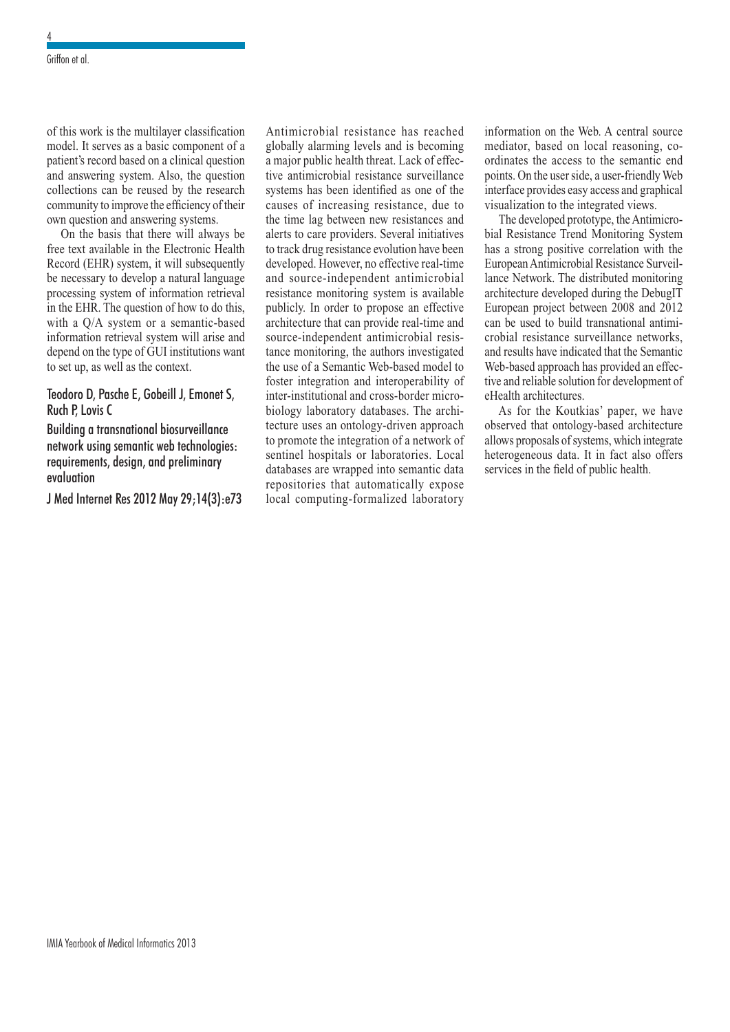of this work is the multilayer classification model. It serves as a basic component of a patient's record based on a clinical question and answering system. Also, the question collections can be reused by the research community to improve the efficiency of their own question and answering systems.

On the basis that there will always be free text available in the Electronic Health Record (EHR) system, it will subsequently be necessary to develop a natural language processing system of information retrieval in the EHR. The question of how to do this, with a Q/A system or a semantic-based information retrieval system will arise and depend on the type of GUI institutions want to set up, as well as the context.

### Teodoro D, Pasche E, Gobeill J, Emonet S, Ruch P, Lovis C

### Building a transnational biosurveillance network using semantic web technologies: requirements, design, and preliminary evaluation

J Med Internet Res 2012 May 29;14(3):e73

Antimicrobial resistance has reached globally alarming levels and is becoming a major public health threat. Lack of effective antimicrobial resistance surveillance systems has been identified as one of the causes of increasing resistance, due to the time lag between new resistances and alerts to care providers. Several initiatives to track drug resistance evolution have been developed. However, no effective real-time and source-independent antimicrobial resistance monitoring system is available publicly. In order to propose an effective architecture that can provide real-time and source-independent antimicrobial resistance monitoring, the authors investigated the use of a Semantic Web-based model to foster integration and interoperability of inter-institutional and cross-border microbiology laboratory databases. The architecture uses an ontology-driven approach to promote the integration of a network of sentinel hospitals or laboratories. Local databases are wrapped into semantic data repositories that automatically expose local computing-formalized laboratory information on the Web. A central source mediator, based on local reasoning, coordinates the access to the semantic end points. On the user side, a user-friendly Web interface provides easy access and graphical visualization to the integrated views.

The developed prototype, the Antimicrobial Resistance Trend Monitoring System has a strong positive correlation with the European Antimicrobial Resistance Surveillance Network. The distributed monitoring architecture developed during the DebugIT European project between 2008 and 2012 can be used to build transnational antimicrobial resistance surveillance networks, and results have indicated that the Semantic Web-based approach has provided an effective and reliable solution for development of eHealth architectures.

As for the Koutkias' paper, we have observed that ontology-based architecture allows proposals of systems, which integrate heterogeneous data. It in fact also offers services in the field of public health.